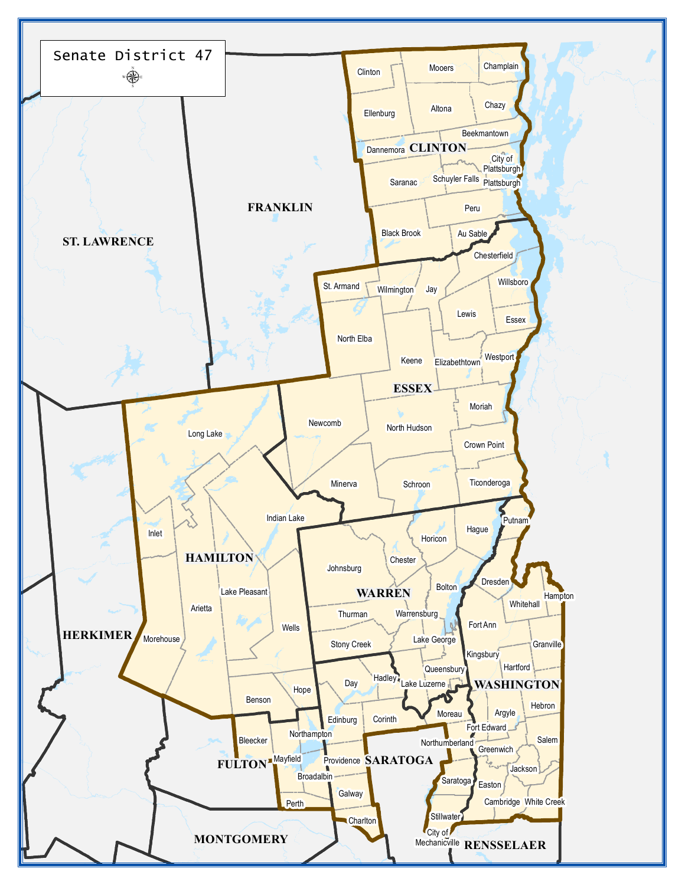# Senate District 47

**CLINTON**

Clinton, Mooers, Champlain, Ellenburg, Altona, Chazy, Beekmantown, Dannemora, City of Plattsburgh, Saranac, Schuyler Falls, Plattsburgh, Peru, Black Brook, Au Sable

**ESSEX**

St. Armand, Wilmington, Jay, Chesterfield, Willsboro, Lewis, Essex, North Elba, Keene, Elizabethtown, Westport, Moriah, Newcomb, North Hudson, Crown Point, Minerva, Schroon, Ticonderoga

**HAMILTON**

Long Lake, Indian Lake, Inlet, Lake Pleasant, Arietta, Wells, Morehouse, Benson, Hope

**WARREN**

Johnsburg, Chester, Horicon, Hague, Bolton, Thurman, Warrensburg, Stony Creek, Lake George, Queensbury, Lake Luzerne

**WASHINGTON**

Putnam, Dresden, Whitehall, Hampton, Fort Ann, Granville, Kingsbury, Hartford, Hebron, Argyle, Fort Edward, Salem, Greenwich, Jackson, Easton, Cambridge, White Creek

**SARATOGA**

Day, Hadley, Edinburg, Corinth, Moreau, Northumberland, Providence, Galway, Charlton, Saratoga, Stillwater, City of Mechanicville

**FULTON**

Bleecker, Northampton, Mayfield, Broadalbin, Perth

FRANKLIN, ST. LAWRENCE, HERKIMER, MONTGOMERY, RENSSELAER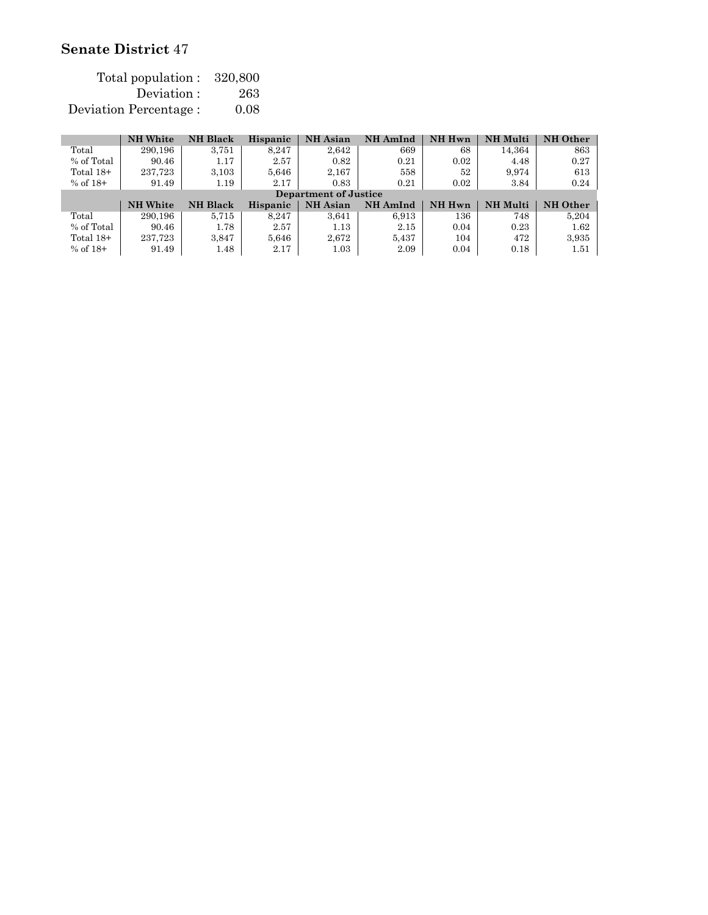**Senate District** 47

| | |
|---|---|
| Total population : | 320,800 |
| Deviation : | 263 |
| Deviation Percentage : | 0.08 |

| | NH White | NH Black | Hispanic | NH Asian | NH AmInd | NH Hwn | NH Multi | NH Other |
|---|---|---|---|---|---|---|---|---|
| Total | 290,196 | 3,751 | 8,247 | 2,642 | 669 | 68 | 14,364 | 863 |
| % of Total | 90.46 | 1.17 | 2.57 | 0.82 | 0.21 | 0.02 | 4.48 | 0.27 |
| Total 18+ | 237,723 | 3,103 | 5,646 | 2,167 | 558 | 52 | 9,974 | 613 |
| % of 18+ | 91.49 | 1.19 | 2.17 | 0.83 | 0.21 | 0.02 | 3.84 | 0.24 |
| **Department of Justice** | | | | | | | | |
| | NH White | NH Black | Hispanic | NH Asian | NH AmInd | NH Hwn | NH Multi | NH Other |
| Total | 290,196 | 5,715 | 8,247 | 3,641 | 6,913 | 136 | 748 | 5,204 |
| % of Total | 90.46 | 1.78 | 2.57 | 1.13 | 2.15 | 0.04 | 0.23 | 1.62 |
| Total 18+ | 237,723 | 3,847 | 5,646 | 2,672 | 5,437 | 104 | 472 | 3,935 |
| % of 18+ | 91.49 | 1.48 | 2.17 | 1.03 | 2.09 | 0.04 | 0.18 | 1.51 |